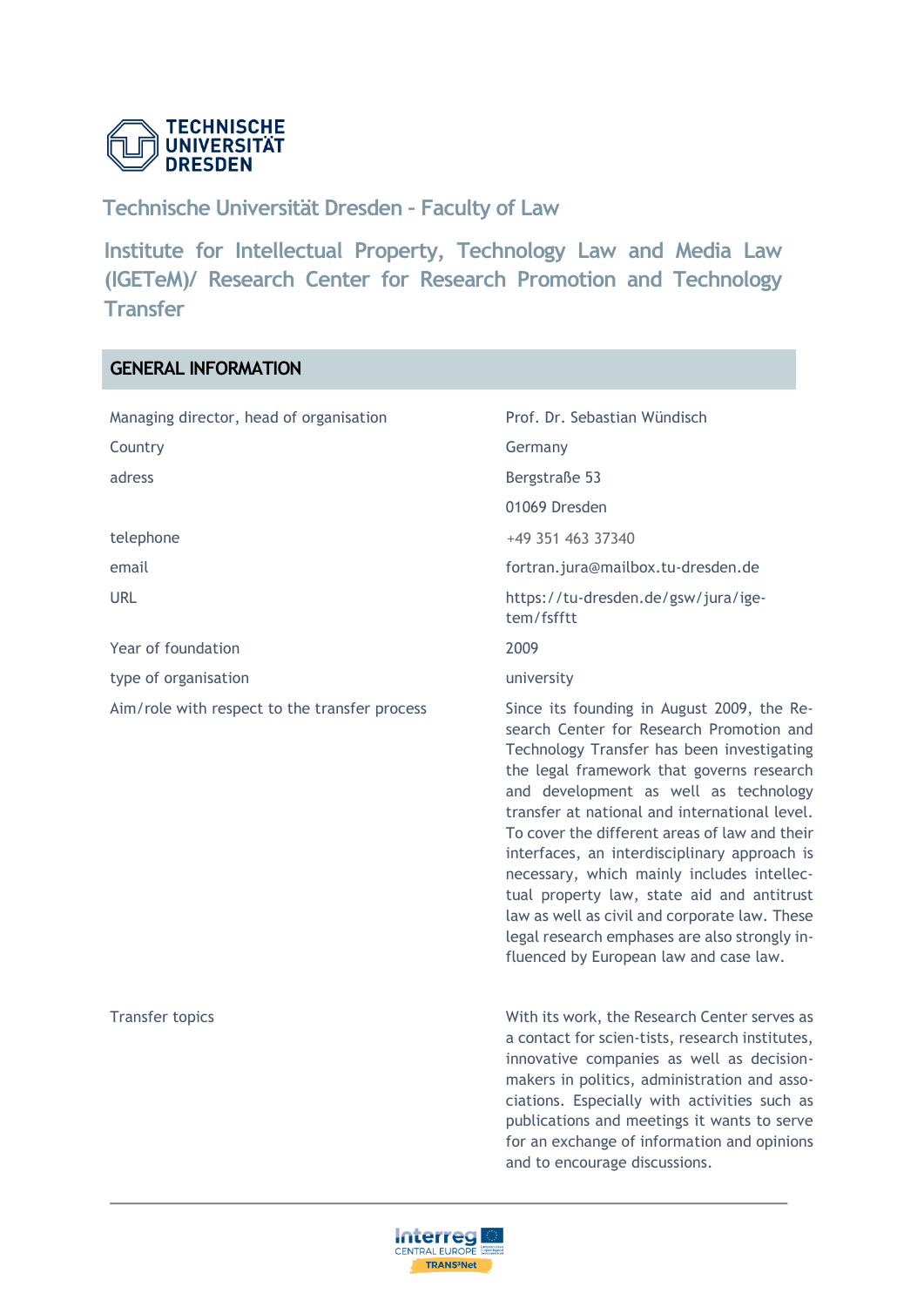# Technische Universität Dresden - Faculty of Law

## Institute for Intellectual Property, Technology Law and Media Law (IGETeM)/ Research Center for Research Promotion and Technology Transfer

## GENERAL INFORMATION

| | |
|---|---|
| Managing director, head of organisation | Prof. Dr. Sebastian Wündisch |
| Country | Germany |
| adress | Bergstraße 53<br>01069 Dresden |
| telephone | +49 351 463 37340 |
| email | fortran.jura@mailbox.tu-dresden.de |
| URL | https://tu-dresden.de/gsw/jura/igetem/fsfftt |
| Year of foundation | 2009 |
| type of organisation | university |
| Aim/role with respect to the transfer process | Since its founding in August 2009, the Research Center for Research Promotion and Technology Transfer has been investigating the legal framework that governs research and development as well as technology transfer at national and international level. To cover the different areas of law and their interfaces, an interdisciplinary approach is necessary, which mainly includes intellectual property law, state aid and antitrust law as well as civil and corporate law. These legal research emphases are also strongly influenced by European law and case law. |
| Transfer topics | With its work, the Research Center serves as a contact for scien-tists, research institutes, innovative companies as well as decision-makers in politics, administration and associations. Especially with activities such as publications and meetings it wants to serve for an exchange of information and opinions and to encourage discussions. |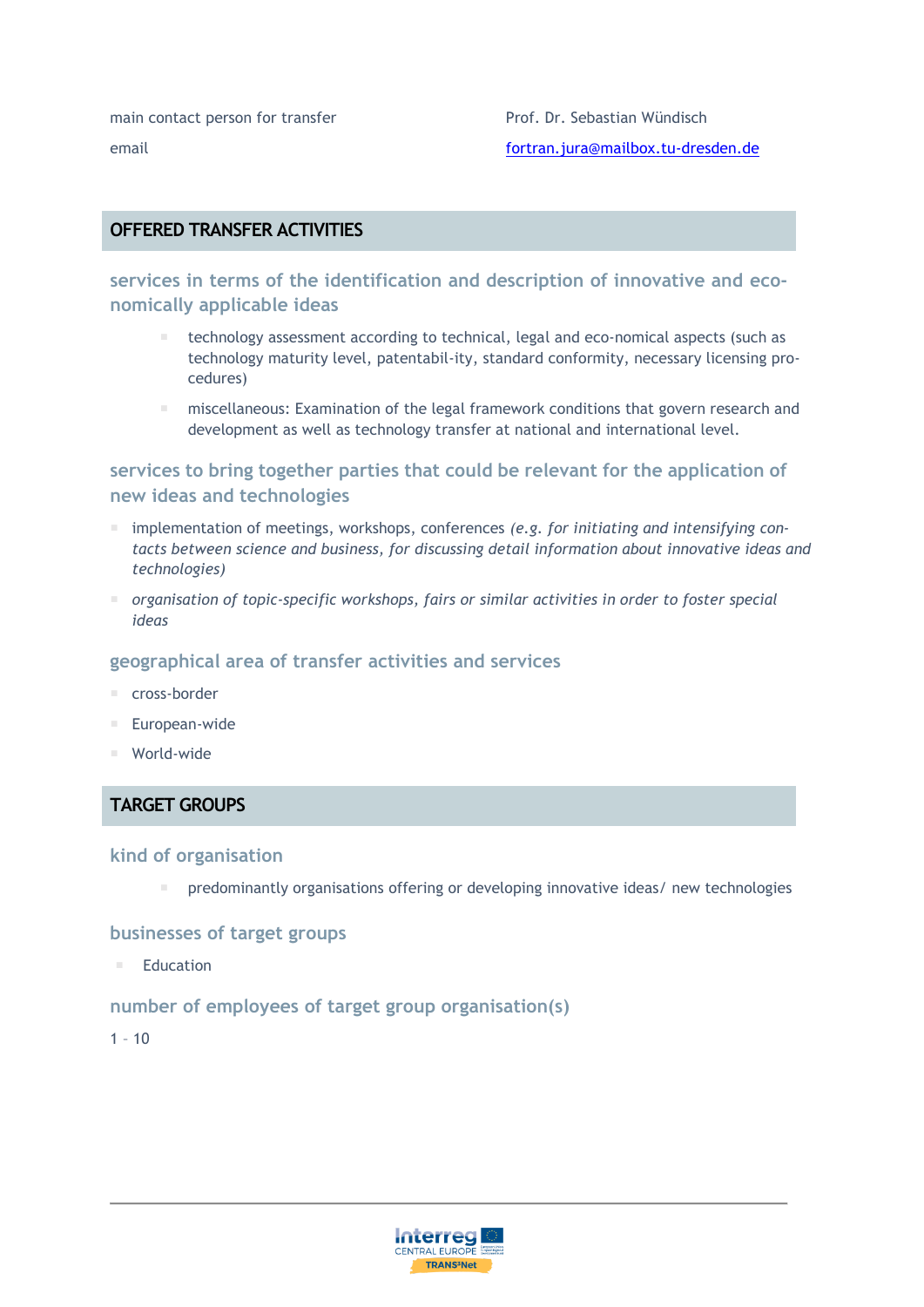| | |
|---|---|
| main contact person for transfer | Prof. Dr. Sebastian Wündisch |
| email | fortran.jura@mailbox.tu-dresden.de |

## OFFERED TRANSFER ACTIVITIES

### services in terms of the identification and description of innovative and economically applicable ideas

- technology assessment according to technical, legal and eco-nomical aspects (such as technology maturity level, patentabil-ity, standard conformity, necessary licensing procedures)
- miscellaneous: Examination of the legal framework conditions that govern research and development as well as technology transfer at national and international level.

### services to bring together parties that could be relevant for the application of new ideas and technologies

- implementation of meetings, workshops, conferences *(e.g. for initiating and intensifying contacts between science and business, for discussing detail information about innovative ideas and technologies)*
- *organisation of topic-specific workshops, fairs or similar activities in order to foster special ideas*

### geographical area of transfer activities and services

- cross-border
- European-wide
- World-wide

## TARGET GROUPS

### kind of organisation

- predominantly organisations offering or developing innovative ideas/ new technologies

### businesses of target groups

- Education

### number of employees of target group organisation(s)

1 – 10